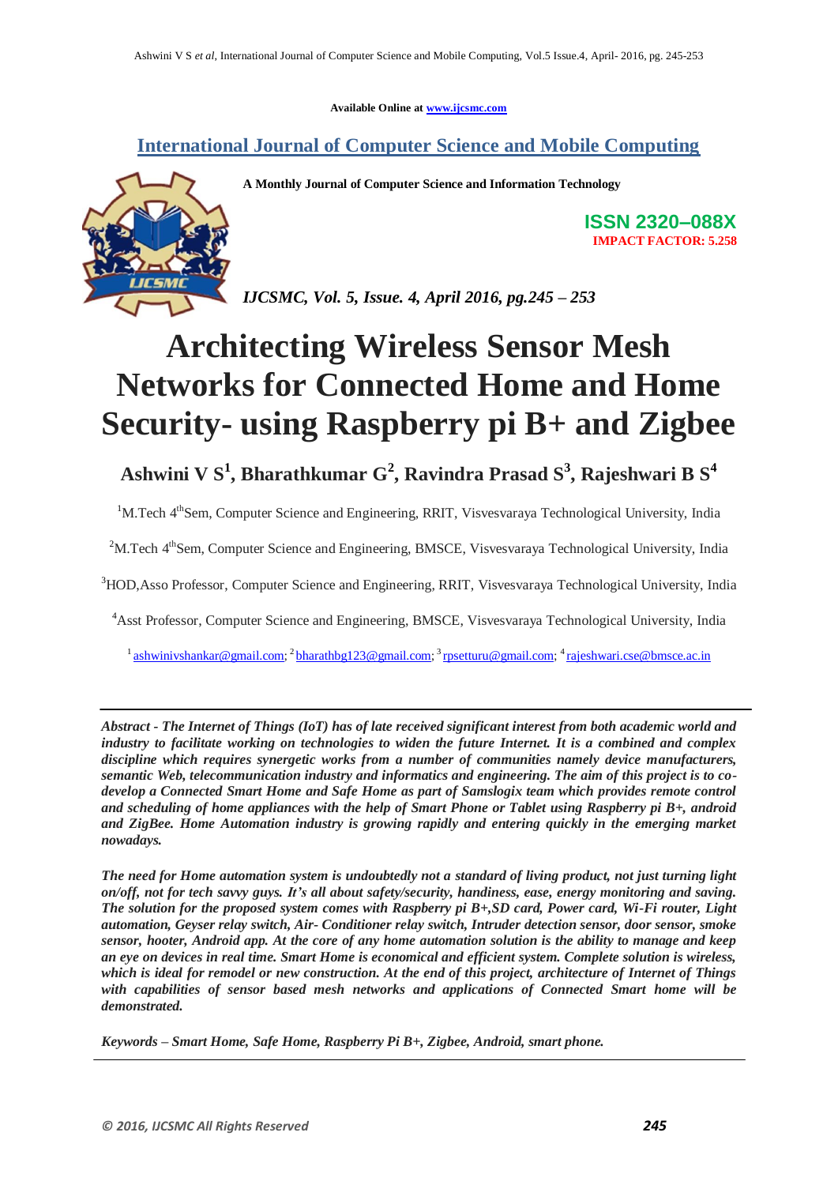Available Online at www.ijcsmc.com

# International Journal of Computer Science and Mobile Computing

**A Monthly Journal of Computer Science and Information Technology**

**ISSN 2320–088X**
**IMPACT FACTOR: 5.258**

***IJCSMC, Vol. 5, Issue. 4, April 2016, pg.245 – 253***

# Architecting Wireless Sensor Mesh Networks for Connected Home and Home Security- using Raspberry pi B+ and Zigbee

**Ashwini V S[1], Bharathkumar G[2], Ravindra Prasad S[3], Rajeshwari B S[4]**

[1]M.Tech 4[th]Sem, Computer Science and Engineering, RRIT, Visvesvaraya Technological University, India

[2]M.Tech 4[th]Sem, Computer Science and Engineering, BMSCE, Visvesvaraya Technological University, India

[3]HOD,Asso Professor, Computer Science and Engineering, RRIT, Visvesvaraya Technological University, India

[4]Asst Professor, Computer Science and Engineering, BMSCE, Visvesvaraya Technological University, India

[1] ashwinivshankar@gmail.com; [2] bharathbg123@gmail.com; [3] rpsetturu@gmail.com; [4] rajeshwari.cse@bmsce.ac.in

---

***Abstract - The Internet of Things (IoT) has of late received significant interest from both academic world and industry to facilitate working on technologies to widen the future Internet. It is a combined and complex discipline which requires synergetic works from a number of communities namely device manufacturers, semantic Web, telecommunication industry and informatics and engineering. The aim of this project is to co-develop a Connected Smart Home and Safe Home as part of Samslogix team which provides remote control and scheduling of home appliances with the help of Smart Phone or Tablet using Raspberry pi B+, android and ZigBee. Home Automation industry is growing rapidly and entering quickly in the emerging market nowadays.***

***The need for Home automation system is undoubtedly not a standard of living product, not just turning light on/off, not for tech savvy guys. It's all about safety/security, handiness, ease, energy monitoring and saving. The solution for the proposed system comes with Raspberry pi B+,SD card, Power card, Wi-Fi router, Light automation, Geyser relay switch, Air- Conditioner relay switch, Intruder detection sensor, door sensor, smoke sensor, hooter, Android app. At the core of any home automation solution is the ability to manage and keep an eye on devices in real time. Smart Home is economical and efficient system. Complete solution is wireless, which is ideal for remodel or new construction. At the end of this project, architecture of Internet of Things with capabilities of sensor based mesh networks and applications of Connected Smart home will be demonstrated.***

***Keywords – Smart Home, Safe Home, Raspberry Pi B+, Zigbee, Android, smart phone.***

---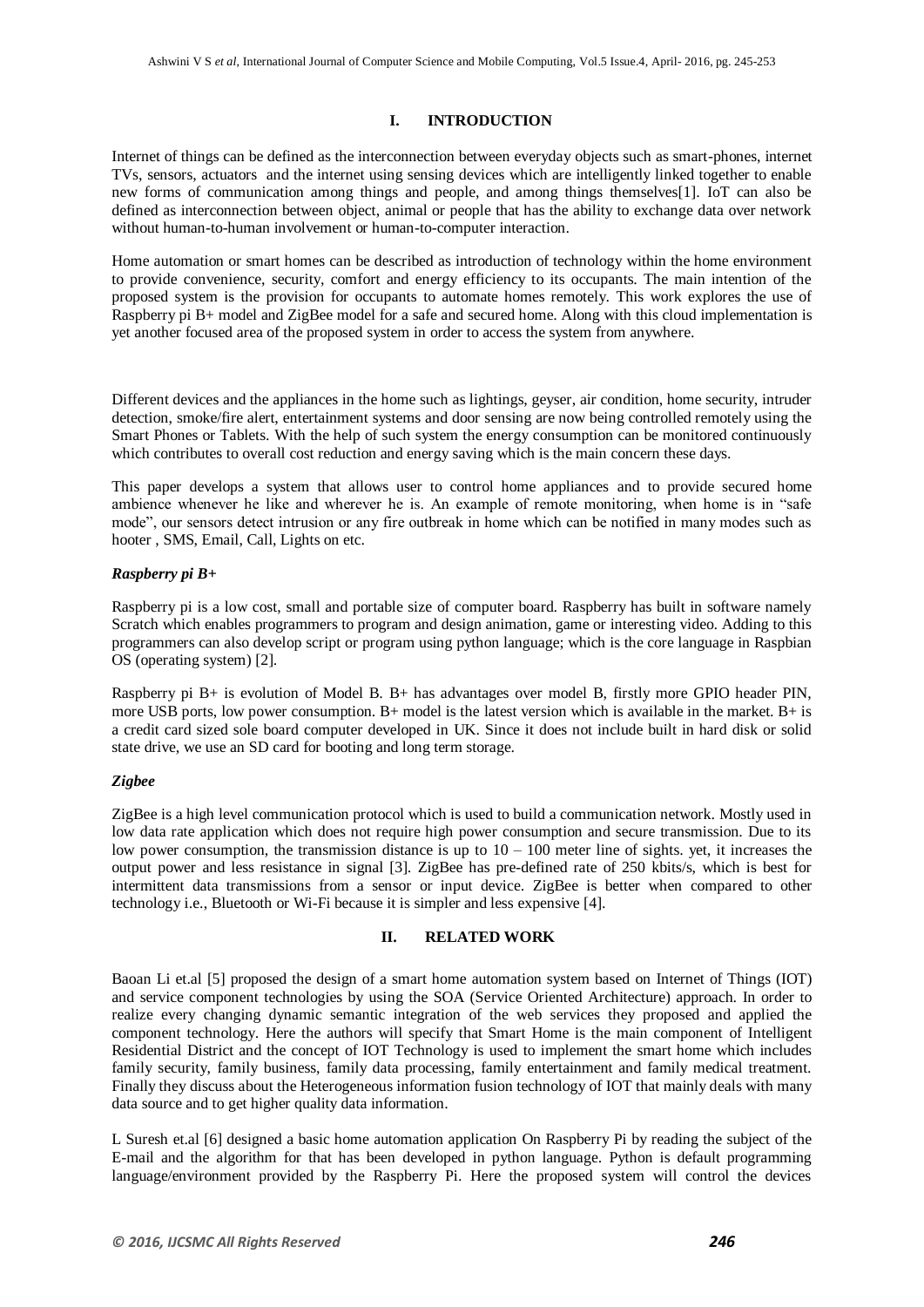## I. INTRODUCTION

Internet of things can be defined as the interconnection between everyday objects such as smart-phones, internet TVs, sensors, actuators and the internet using sensing devices which are intelligently linked together to enable new forms of communication among things and people, and among things themselves[1]. IoT can also be defined as interconnection between object, animal or people that has the ability to exchange data over network without human-to-human involvement or human-to-computer interaction.

Home automation or smart homes can be described as introduction of technology within the home environment to provide convenience, security, comfort and energy efficiency to its occupants. The main intention of the proposed system is the provision for occupants to automate homes remotely. This work explores the use of Raspberry pi B+ model and ZigBee model for a safe and secured home. Along with this cloud implementation is yet another focused area of the proposed system in order to access the system from anywhere.

Different devices and the appliances in the home such as lightings, geyser, air condition, home security, intruder detection, smoke/fire alert, entertainment systems and door sensing are now being controlled remotely using the Smart Phones or Tablets. With the help of such system the energy consumption can be monitored continuously which contributes to overall cost reduction and energy saving which is the main concern these days.

This paper develops a system that allows user to control home appliances and to provide secured home ambience whenever he like and wherever he is. An example of remote monitoring, when home is in "safe mode", our sensors detect intrusion or any fire outbreak in home which can be notified in many modes such as hooter , SMS, Email, Call, Lights on etc.

### *Raspberry pi B+*

Raspberry pi is a low cost, small and portable size of computer board. Raspberry has built in software namely Scratch which enables programmers to program and design animation, game or interesting video. Adding to this programmers can also develop script or program using python language; which is the core language in Raspbian OS (operating system) [2].

Raspberry pi B+ is evolution of Model B. B+ has advantages over model B, firstly more GPIO header PIN, more USB ports, low power consumption. B+ model is the latest version which is available in the market. B+ is a credit card sized sole board computer developed in UK. Since it does not include built in hard disk or solid state drive, we use an SD card for booting and long term storage.

### *Zigbee*

ZigBee is a high level communication protocol which is used to build a communication network. Mostly used in low data rate application which does not require high power consumption and secure transmission. Due to its low power consumption, the transmission distance is up to 10 – 100 meter line of sights. yet, it increases the output power and less resistance in signal [3]. ZigBee has pre-defined rate of 250 kbits/s, which is best for intermittent data transmissions from a sensor or input device. ZigBee is better when compared to other technology i.e., Bluetooth or Wi-Fi because it is simpler and less expensive [4].

## II. RELATED WORK

Baoan Li et.al [5] proposed the design of a smart home automation system based on Internet of Things (IOT) and service component technologies by using the SOA (Service Oriented Architecture) approach. In order to realize every changing dynamic semantic integration of the web services they proposed and applied the component technology. Here the authors will specify that Smart Home is the main component of Intelligent Residential District and the concept of IOT Technology is used to implement the smart home which includes family security, family business, family data processing, family entertainment and family medical treatment. Finally they discuss about the Heterogeneous information fusion technology of IOT that mainly deals with many data source and to get higher quality data information.

L Suresh et.al [6] designed a basic home automation application On Raspberry Pi by reading the subject of the E-mail and the algorithm for that has been developed in python language. Python is default programming language/environment provided by the Raspberry Pi. Here the proposed system will control the devices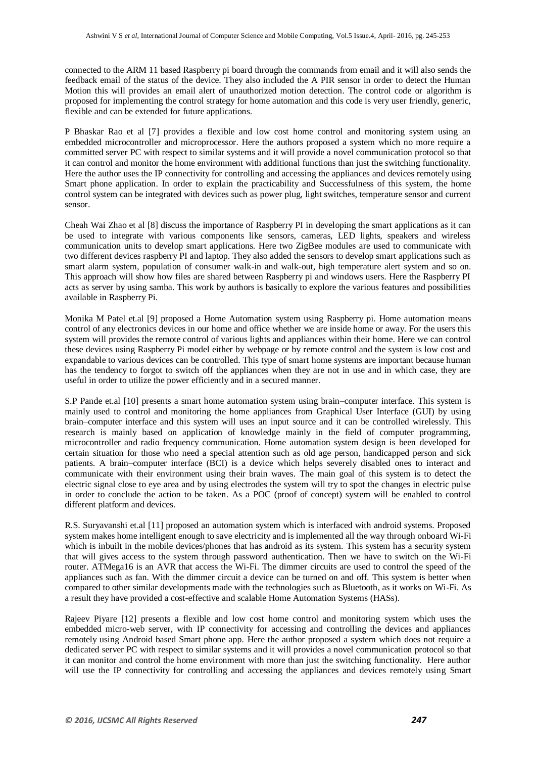connected to the ARM 11 based Raspberry pi board through the commands from email and it will also sends the feedback email of the status of the device. They also included the A PIR sensor in order to detect the Human Motion this will provides an email alert of unauthorized motion detection. The control code or algorithm is proposed for implementing the control strategy for home automation and this code is very user friendly, generic, flexible and can be extended for future applications.

P Bhaskar Rao et al [7] provides a flexible and low cost home control and monitoring system using an embedded microcontroller and microprocessor. Here the authors proposed a system which no more require a committed server PC with respect to similar systems and it will provide a novel communication protocol so that it can control and monitor the home environment with additional functions than just the switching functionality. Here the author uses the IP connectivity for controlling and accessing the appliances and devices remotely using Smart phone application. In order to explain the practicability and Successfulness of this system, the home control system can be integrated with devices such as power plug, light switches, temperature sensor and current sensor.

Cheah Wai Zhao et al [8] discuss the importance of Raspberry PI in developing the smart applications as it can be used to integrate with various components like sensors, cameras, LED lights, speakers and wireless communication units to develop smart applications. Here two ZigBee modules are used to communicate with two different devices raspberry PI and laptop. They also added the sensors to develop smart applications such as smart alarm system, population of consumer walk-in and walk-out, high temperature alert system and so on. This approach will show how files are shared between Raspberry pi and windows users. Here the Raspberry PI acts as server by using samba. This work by authors is basically to explore the various features and possibilities available in Raspberry Pi.

Monika M Patel et.al [9] proposed a Home Automation system using Raspberry pi. Home automation means control of any electronics devices in our home and office whether we are inside home or away. For the users this system will provides the remote control of various lights and appliances within their home. Here we can control these devices using Raspberry Pi model either by webpage or by remote control and the system is low cost and expandable to various devices can be controlled. This type of smart home systems are important because human has the tendency to forgot to switch off the appliances when they are not in use and in which case, they are useful in order to utilize the power efficiently and in a secured manner.

S.P Pande et.al [10] presents a smart home automation system using brain–computer interface. This system is mainly used to control and monitoring the home appliances from Graphical User Interface (GUI) by using brain–computer interface and this system will uses an input source and it can be controlled wirelessly. This research is mainly based on application of knowledge mainly in the field of computer programming, microcontroller and radio frequency communication. Home automation system design is been developed for certain situation for those who need a special attention such as old age person, handicapped person and sick patients. A brain–computer interface (BCI) is a device which helps severely disabled ones to interact and communicate with their environment using their brain waves. The main goal of this system is to detect the electric signal close to eye area and by using electrodes the system will try to spot the changes in electric pulse in order to conclude the action to be taken. As a POC (proof of concept) system will be enabled to control different platform and devices.

R.S. Suryavanshi et.al [11] proposed an automation system which is interfaced with android systems. Proposed system makes home intelligent enough to save electricity and is implemented all the way through onboard Wi-Fi which is inbuilt in the mobile devices/phones that has android as its system. This system has a security system that will gives access to the system through password authentication. Then we have to switch on the Wi-Fi router. ATMega16 is an AVR that access the Wi-Fi. The dimmer circuits are used to control the speed of the appliances such as fan. With the dimmer circuit a device can be turned on and off. This system is better when compared to other similar developments made with the technologies such as Bluetooth, as it works on Wi-Fi. As a result they have provided a cost-effective and scalable Home Automation Systems (HASs).

Rajeev Piyare [12] presents a flexible and low cost home control and monitoring system which uses the embedded micro-web server, with IP connectivity for accessing and controlling the devices and appliances remotely using Android based Smart phone app. Here the author proposed a system which does not require a dedicated server PC with respect to similar systems and it will provides a novel communication protocol so that it can monitor and control the home environment with more than just the switching functionality. Here author will use the IP connectivity for controlling and accessing the appliances and devices remotely using Smart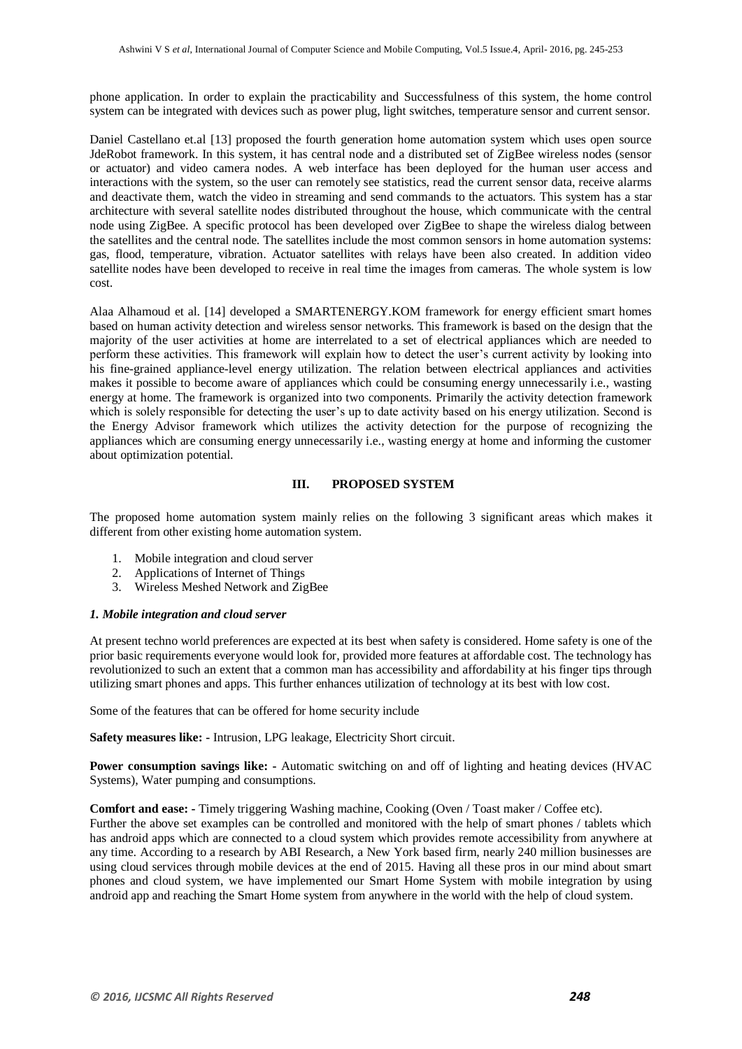phone application. In order to explain the practicability and Successfulness of this system, the home control system can be integrated with devices such as power plug, light switches, temperature sensor and current sensor.

Daniel Castellano et.al [13] proposed the fourth generation home automation system which uses open source JdeRobot framework. In this system, it has central node and a distributed set of ZigBee wireless nodes (sensor or actuator) and video camera nodes. A web interface has been deployed for the human user access and interactions with the system, so the user can remotely see statistics, read the current sensor data, receive alarms and deactivate them, watch the video in streaming and send commands to the actuators. This system has a star architecture with several satellite nodes distributed throughout the house, which communicate with the central node using ZigBee. A specific protocol has been developed over ZigBee to shape the wireless dialog between the satellites and the central node. The satellites include the most common sensors in home automation systems: gas, flood, temperature, vibration. Actuator satellites with relays have been also created. In addition video satellite nodes have been developed to receive in real time the images from cameras. The whole system is low cost.

Alaa Alhamoud et al. [14] developed a SMARTENERGY.KOM framework for energy efficient smart homes based on human activity detection and wireless sensor networks. This framework is based on the design that the majority of the user activities at home are interrelated to a set of electrical appliances which are needed to perform these activities. This framework will explain how to detect the user's current activity by looking into his fine-grained appliance-level energy utilization. The relation between electrical appliances and activities makes it possible to become aware of appliances which could be consuming energy unnecessarily i.e., wasting energy at home. The framework is organized into two components. Primarily the activity detection framework which is solely responsible for detecting the user's up to date activity based on his energy utilization. Second is the Energy Advisor framework which utilizes the activity detection for the purpose of recognizing the appliances which are consuming energy unnecessarily i.e., wasting energy at home and informing the customer about optimization potential.

## III. PROPOSED SYSTEM

The proposed home automation system mainly relies on the following 3 significant areas which makes it different from other existing home automation system.

1. Mobile integration and cloud server
2. Applications of Internet of Things
3. Wireless Meshed Network and ZigBee

### *1. Mobile integration and cloud server*

At present techno world preferences are expected at its best when safety is considered. Home safety is one of the prior basic requirements everyone would look for, provided more features at affordable cost. The technology has revolutionized to such an extent that a common man has accessibility and affordability at his finger tips through utilizing smart phones and apps. This further enhances utilization of technology at its best with low cost.

Some of the features that can be offered for home security include

**Safety measures like: -** Intrusion, LPG leakage, Electricity Short circuit.

**Power consumption savings like: -** Automatic switching on and off of lighting and heating devices (HVAC Systems), Water pumping and consumptions.

**Comfort and ease: -** Timely triggering Washing machine, Cooking (Oven / Toast maker / Coffee etc).
Further the above set examples can be controlled and monitored with the help of smart phones / tablets which has android apps which are connected to a cloud system which provides remote accessibility from anywhere at any time. According to a research by ABI Research, a New York based firm, nearly 240 million businesses are using cloud services through mobile devices at the end of 2015. Having all these pros in our mind about smart phones and cloud system, we have implemented our Smart Home System with mobile integration by using android app and reaching the Smart Home system from anywhere in the world with the help of cloud system.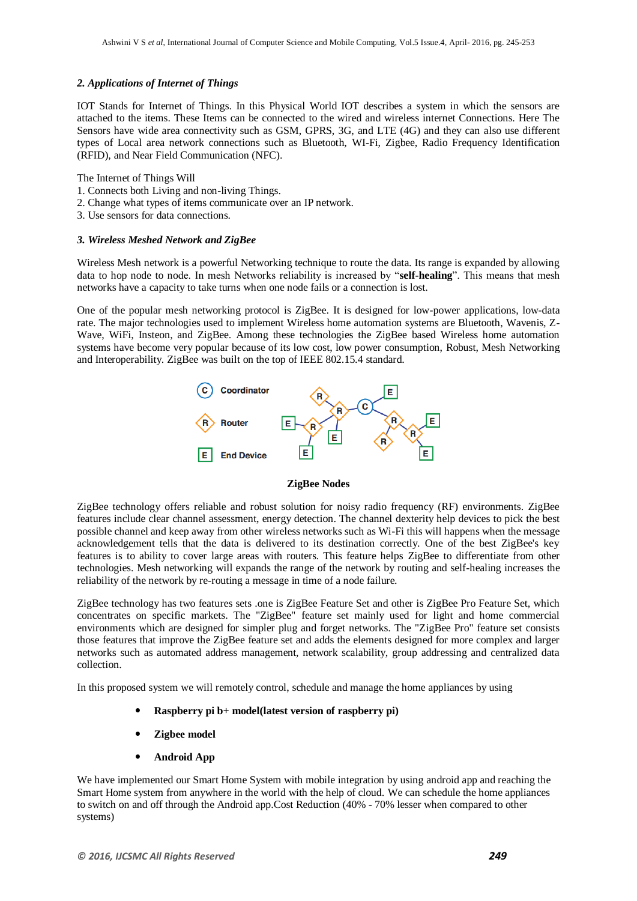### *2. Applications of Internet of Things*

IOT Stands for Internet of Things. In this Physical World IOT describes a system in which the sensors are attached to the items. These Items can be connected to the wired and wireless internet Connections. Here The Sensors have wide area connectivity such as GSM, GPRS, 3G, and LTE (4G) and they can also use different types of Local area network connections such as Bluetooth, WI-Fi, Zigbee, Radio Frequency Identification (RFID), and Near Field Communication (NFC).

The Internet of Things Will
1. Connects both Living and non-living Things.
2. Change what types of items communicate over an IP network.
3. Use sensors for data connections.

### *3. Wireless Meshed Network and ZigBee*

Wireless Mesh network is a powerful Networking technique to route the data. Its range is expanded by allowing data to hop node to node. In mesh Networks reliability is increased by "**self-healing**". This means that mesh networks have a capacity to take turns when one node fails or a connection is lost.

One of the popular mesh networking protocol is ZigBee. It is designed for low-power applications, low-data rate. The major technologies used to implement Wireless home automation systems are Bluetooth, Wavenis, Z-Wave, WiFi, Insteon, and ZigBee. Among these technologies the ZigBee based Wireless home automation systems have become very popular because of its low cost, low power consumption, Robust, Mesh Networking and Interoperability. ZigBee was built on the top of IEEE 802.15.4 standard.

**ZigBee Nodes**

ZigBee technology offers reliable and robust solution for noisy radio frequency (RF) environments. ZigBee features include clear channel assessment, energy detection. The channel dexterity help devices to pick the best possible channel and keep away from other wireless networks such as Wi-Fi this will happens when the message acknowledgement tells that the data is delivered to its destination correctly. One of the best ZigBee's key features is to ability to cover large areas with routers. This feature helps ZigBee to differentiate from other technologies. Mesh networking will expands the range of the network by routing and self-healing increases the reliability of the network by re-routing a message in time of a node failure.

ZigBee technology has two features sets .one is ZigBee Feature Set and other is ZigBee Pro Feature Set, which concentrates on specific markets. The "ZigBee" feature set mainly used for light and home commercial environments which are designed for simpler plug and forget networks. The "ZigBee Pro" feature set consists those features that improve the ZigBee feature set and adds the elements designed for more complex and larger networks such as automated address management, network scalability, group addressing and centralized data collection.

In this proposed system we will remotely control, schedule and manage the home appliances by using

- **Raspberry pi b+ model(latest version of raspberry pi)**
- **Zigbee model**
- **Android App**

We have implemented our Smart Home System with mobile integration by using android app and reaching the Smart Home system from anywhere in the world with the help of cloud. We can schedule the home appliances to switch on and off through the Android app.Cost Reduction (40% - 70% lesser when compared to other systems)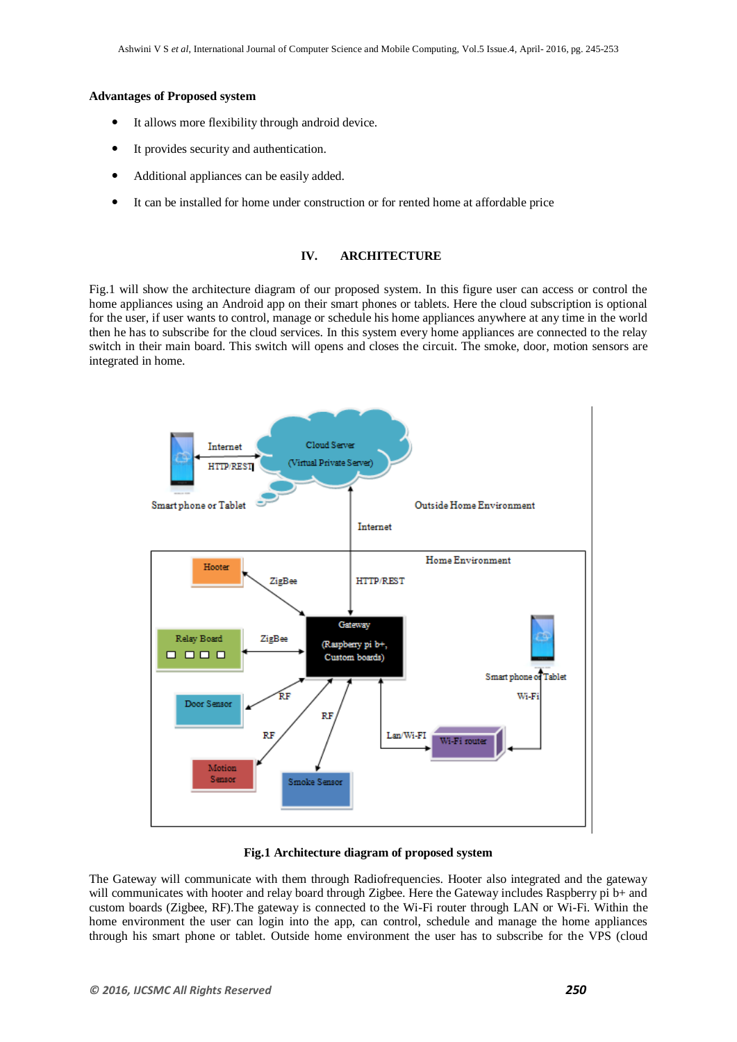**Advantages of Proposed system**

- It allows more flexibility through android device.
- It provides security and authentication.
- Additional appliances can be easily added.
- It can be installed for home under construction or for rented home at affordable price

## IV. ARCHITECTURE

Fig.1 will show the architecture diagram of our proposed system. In this figure user can access or control the home appliances using an Android app on their smart phones or tablets. Here the cloud subscription is optional for the user, if user wants to control, manage or schedule his home appliances anywhere at any time in the world then he has to subscribe for the cloud services. In this system every home appliances are connected to the relay switch in their main board. This switch will opens and closes the circuit. The smoke, door, motion sensors are integrated in home.

**Fig.1 Architecture diagram of proposed system**

The Gateway will communicate with them through Radiofrequencies. Hooter also integrated and the gateway will communicates with hooter and relay board through Zigbee. Here the Gateway includes Raspberry pi b+ and custom boards (Zigbee, RF).The gateway is connected to the Wi-Fi router through LAN or Wi-Fi. Within the home environment the user can login into the app, can control, schedule and manage the home appliances through his smart phone or tablet. Outside home environment the user has to subscribe for the VPS (cloud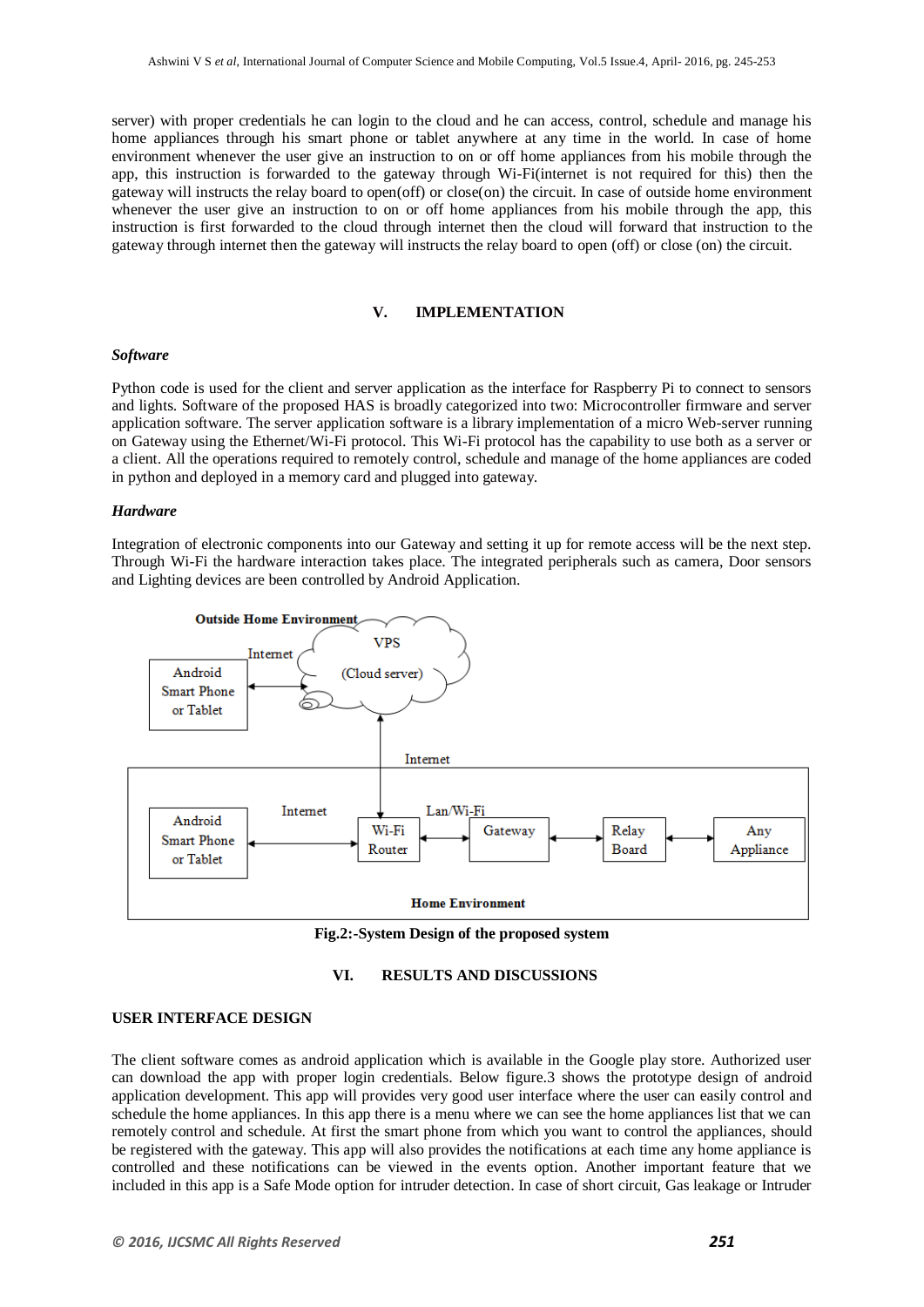server) with proper credentials he can login to the cloud and he can access, control, schedule and manage his home appliances through his smart phone or tablet anywhere at any time in the world. In case of home environment whenever the user give an instruction to on or off home appliances from his mobile through the app, this instruction is forwarded to the gateway through Wi-Fi(internet is not required for this) then the gateway will instructs the relay board to open(off) or close(on) the circuit. In case of outside home environment whenever the user give an instruction to on or off home appliances from his mobile through the app, this instruction is first forwarded to the cloud through internet then the cloud will forward that instruction to the gateway through internet then the gateway will instructs the relay board to open (off) or close (on) the circuit.

## V. IMPLEMENTATION

### *Software*

Python code is used for the client and server application as the interface for Raspberry Pi to connect to sensors and lights. Software of the proposed HAS is broadly categorized into two: Microcontroller firmware and server application software. The server application software is a library implementation of a micro Web-server running on Gateway using the Ethernet/Wi-Fi protocol. This Wi-Fi protocol has the capability to use both as a server or a client. All the operations required to remotely control, schedule and manage of the home appliances are coded in python and deployed in a memory card and plugged into gateway.

### *Hardware*

Integration of electronic components into our Gateway and setting it up for remote access will be the next step. Through Wi-Fi the hardware interaction takes place. The integrated peripherals such as camera, Door sensors and Lighting devices are been controlled by Android Application.

Outside Home Environment

VPS (Cloud server)

Internet

Android Smart Phone or Tablet

Internet

Android Smart Phone or Tablet

Internet

Wi-Fi Router

Lan/Wi-Fi

Gateway

Relay Board

Any Appliance

Home Environment

**Fig.2:-System Design of the proposed system**

## VI. RESULTS AND DISCUSSIONS

### USER INTERFACE DESIGN

The client software comes as android application which is available in the Google play store. Authorized user can download the app with proper login credentials. Below figure.3 shows the prototype design of android application development. This app will provides very good user interface where the user can easily control and schedule the home appliances. In this app there is a menu where we can see the home appliances list that we can remotely control and schedule. At first the smart phone from which you want to control the appliances, should be registered with the gateway. This app will also provides the notifications at each time any home appliance is controlled and these notifications can be viewed in the events option. Another important feature that we included in this app is a Safe Mode option for intruder detection. In case of short circuit, Gas leakage or Intruder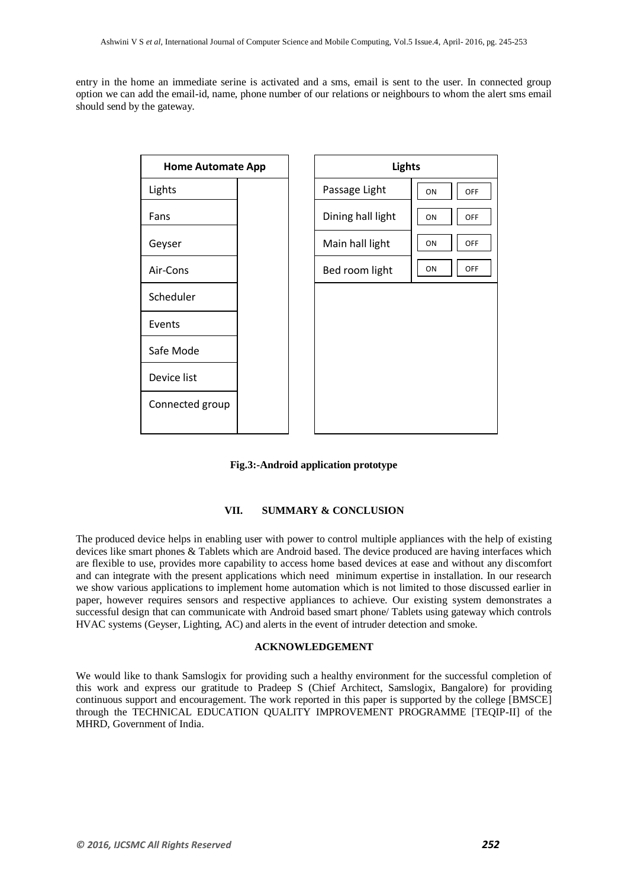entry in the home an immediate serine is activated and a sms, email is sent to the user. In connected group option we can add the email-id, name, phone number of our relations or neighbours to whom the alert sms email should send by the gateway.

| Home Automate App | |
|---|---|
| Lights | |
| Fans | |
| Geyser | |
| Air-Cons | |
| Scheduler | |
| Events | |
| Safe Mode | |
| Device list | |
| Connected group | |

| Lights | | |
|---|---|---|
| Passage Light | ON | OFF |
| Dining hall light | ON | OFF |
| Main hall light | ON | OFF |
| Bed room light | ON | OFF |

**Fig.3:-Android application prototype**

## VII. SUMMARY & CONCLUSION

The produced device helps in enabling user with power to control multiple appliances with the help of existing devices like smart phones & Tablets which are Android based. The device produced are having interfaces which are flexible to use, provides more capability to access home based devices at ease and without any discomfort and can integrate with the present applications which need minimum expertise in installation. In our research we show various applications to implement home automation which is not limited to those discussed earlier in paper, however requires sensors and respective appliances to achieve. Our existing system demonstrates a successful design that can communicate with Android based smart phone/ Tablets using gateway which controls HVAC systems (Geyser, Lighting, AC) and alerts in the event of intruder detection and smoke.

## ACKNOWLEDGEMENT

We would like to thank Samslogix for providing such a healthy environment for the successful completion of this work and express our gratitude to Pradeep S (Chief Architect, Samslogix, Bangalore) for providing continuous support and encouragement. The work reported in this paper is supported by the college [BMSCE] through the TECHNICAL EDUCATION QUALITY IMPROVEMENT PROGRAMME [TEQIP-II] of the MHRD, Government of India.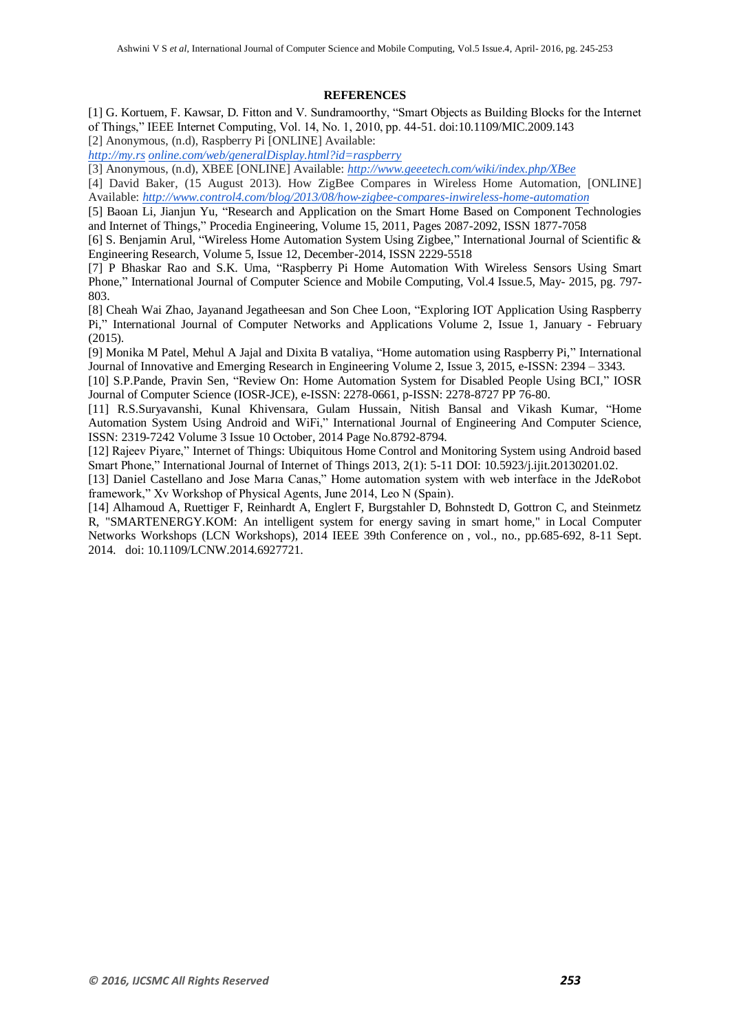**REFERENCES**

[1] G. Kortuem, F. Kawsar, D. Fitton and V. Sundramoorthy, "Smart Objects as Building Blocks for the Internet of Things," IEEE Internet Computing, Vol. 14, No. 1, 2010, pp. 44-51. doi:10.1109/MIC.2009.143

[2] Anonymous, (n.d), Raspberry Pi [ONLINE] Available: *http://my.rs online.com/web/generalDisplay.html?id=raspberry*

[3] Anonymous, (n.d), XBEE [ONLINE] Available: *http://www.geeetech.com/wiki/index.php/XBee*

[4] David Baker, (15 August 2013). How ZigBee Compares in Wireless Home Automation, [ONLINE] Available: *http://www.control4.com/blog/2013/08/how-zigbee-compares-inwireless-home-automation*

[5] Baoan Li, Jianjun Yu, "Research and Application on the Smart Home Based on Component Technologies and Internet of Things," Procedia Engineering, Volume 15, 2011, Pages 2087-2092, ISSN 1877-7058

[6] S. Benjamin Arul, "Wireless Home Automation System Using Zigbee," International Journal of Scientific & Engineering Research, Volume 5, Issue 12, December-2014, ISSN 2229-5518

[7] P Bhaskar Rao and S.K. Uma, "Raspberry Pi Home Automation With Wireless Sensors Using Smart Phone," International Journal of Computer Science and Mobile Computing, Vol.4 Issue.5, May- 2015, pg. 797-803.

[8] Cheah Wai Zhao, Jayanand Jegatheesan and Son Chee Loon, "Exploring IOT Application Using Raspberry Pi," International Journal of Computer Networks and Applications Volume 2, Issue 1, January - February (2015).

[9] Monika M Patel, Mehul A Jajal and Dixita B vataliya, "Home automation using Raspberry Pi," International Journal of Innovative and Emerging Research in Engineering Volume 2, Issue 3, 2015, e-ISSN: 2394 – 3343.

[10] S.P.Pande, Pravin Sen, "Review On: Home Automation System for Disabled People Using BCI," IOSR Journal of Computer Science (IOSR-JCE), e-ISSN: 2278-0661, p-ISSN: 2278-8727 PP 76-80.

[11] R.S.Suryavanshi, Kunal Khivensara, Gulam Hussain, Nitish Bansal and Vikash Kumar, "Home Automation System Using Android and WiFi," International Journal of Engineering And Computer Science, ISSN: 2319-7242 Volume 3 Issue 10 October, 2014 Page No.8792-8794.

[12] Rajeev Piyare," Internet of Things: Ubiquitous Home Control and Monitoring System using Android based Smart Phone," International Journal of Internet of Things 2013, 2(1): 5-11 DOI: 10.5923/j.ijit.20130201.02.

[13] Daniel Castellano and Jose Marıa Canas," Home automation system with web interface in the JdeRobot framework," Xv Workshop of Physical Agents, June 2014, Leo N (Spain).

[14] Alhamoud A, Ruettiger F, Reinhardt A, Englert F, Burgstahler D, Bohnstedt D, Gottron C, and Steinmetz R, "SMARTENERGY.KOM: An intelligent system for energy saving in smart home," in Local Computer Networks Workshops (LCN Workshops), 2014 IEEE 39th Conference on , vol., no., pp.685-692, 8-11 Sept. 2014. doi: 10.1109/LCNW.2014.6927721.